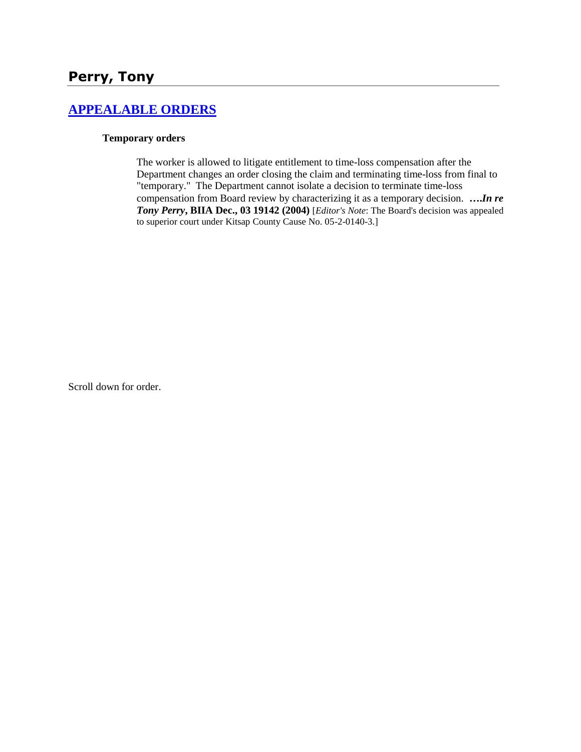# Perry, Tony

## APPEALABLE ORDERS

### Temporary orders

The worker is allowed to litigate entitlement to time-loss compensation after the Department changes an order closing the claim and terminating time-loss from final to "temporary." The Department cannot isolate a decision to terminate time-loss compensation from Board review by characterizing it as a temporary decision. ***….In re Tony Perry*, BIIA Dec., 03 19142 (2004)** [*Editor's Note*: The Board's decision was appealed to superior court under Kitsap County Cause No. 05-2-0140-3.]

Scroll down for order.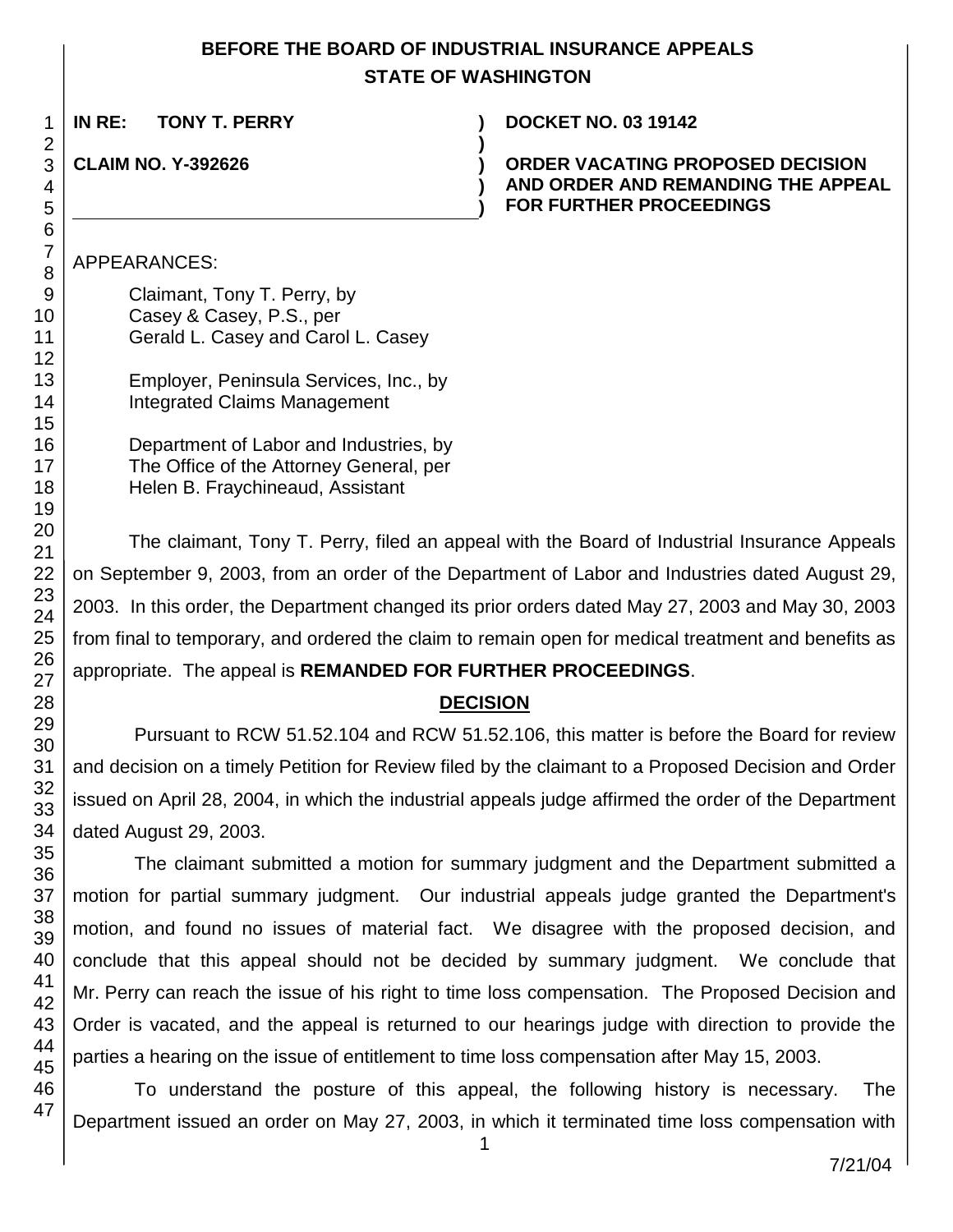**BEFORE THE BOARD OF INDUSTRIAL INSURANCE APPEALS**
**STATE OF WASHINGTON**

**IN RE: TONY T. PERRY** | **DOCKET NO. 03 19142**

**CLAIM NO. Y-392626** | **ORDER VACATING PROPOSED DECISION AND ORDER AND REMANDING THE APPEAL FOR FURTHER PROCEEDINGS**

APPEARANCES:

Claimant, Tony T. Perry, by
Casey & Casey, P.S., per
Gerald L. Casey and Carol L. Casey

Employer, Peninsula Services, Inc., by
Integrated Claims Management

Department of Labor and Industries, by
The Office of the Attorney General, per
Helen B. Fraychineaud, Assistant

The claimant, Tony T. Perry, filed an appeal with the Board of Industrial Insurance Appeals on September 9, 2003, from an order of the Department of Labor and Industries dated August 29, 2003. In this order, the Department changed its prior orders dated May 27, 2003 and May 30, 2003 from final to temporary, and ordered the claim to remain open for medical treatment and benefits as appropriate. The appeal is **REMANDED FOR FURTHER PROCEEDINGS**.

## DECISION

Pursuant to RCW 51.52.104 and RCW 51.52.106, this matter is before the Board for review and decision on a timely Petition for Review filed by the claimant to a Proposed Decision and Order issued on April 28, 2004, in which the industrial appeals judge affirmed the order of the Department dated August 29, 2003.

The claimant submitted a motion for summary judgment and the Department submitted a motion for partial summary judgment. Our industrial appeals judge granted the Department's motion, and found no issues of material fact. We disagree with the proposed decision, and conclude that this appeal should not be decided by summary judgment. We conclude that Mr. Perry can reach the issue of his right to time loss compensation. The Proposed Decision and Order is vacated, and the appeal is returned to our hearings judge with direction to provide the parties a hearing on the issue of entitlement to time loss compensation after May 15, 2003.

To understand the posture of this appeal, the following history is necessary. The Department issued an order on May 27, 2003, in which it terminated time loss compensation with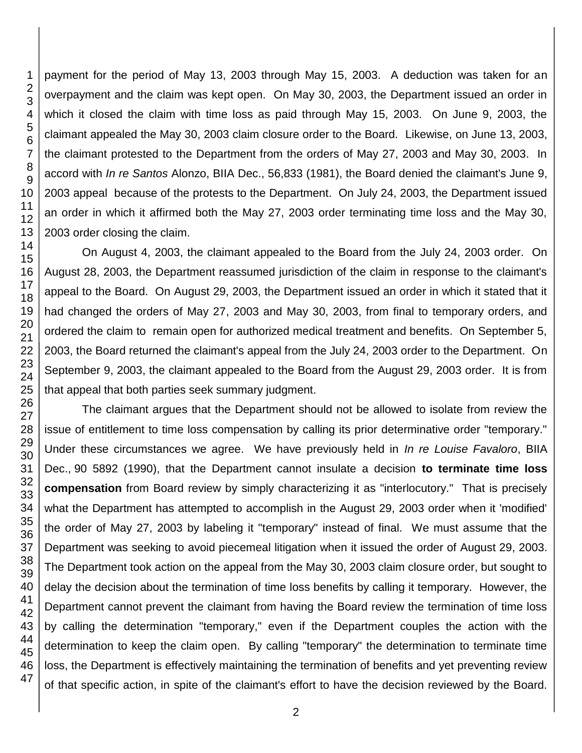payment for the period of May 13, 2003 through May 15, 2003. A deduction was taken for an overpayment and the claim was kept open. On May 30, 2003, the Department issued an order in which it closed the claim with time loss as paid through May 15, 2003. On June 9, 2003, the claimant appealed the May 30, 2003 claim closure order to the Board. Likewise, on June 13, 2003, the claimant protested to the Department from the orders of May 27, 2003 and May 30, 2003. In accord with *In re Santos* Alonzo, BIIA Dec., 56,833 (1981), the Board denied the claimant's June 9, 2003 appeal because of the protests to the Department. On July 24, 2003, the Department issued an order in which it affirmed both the May 27, 2003 order terminating time loss and the May 30, 2003 order closing the claim.

On August 4, 2003, the claimant appealed to the Board from the July 24, 2003 order. On August 28, 2003, the Department reassumed jurisdiction of the claim in response to the claimant's appeal to the Board. On August 29, 2003, the Department issued an order in which it stated that it had changed the orders of May 27, 2003 and May 30, 2003, from final to temporary orders, and ordered the claim to remain open for authorized medical treatment and benefits. On September 5, 2003, the Board returned the claimant's appeal from the July 24, 2003 order to the Department. On September 9, 2003, the claimant appealed to the Board from the August 29, 2003 order. It is from that appeal that both parties seek summary judgment.

The claimant argues that the Department should not be allowed to isolate from review the issue of entitlement to time loss compensation by calling its prior determinative order "temporary." Under these circumstances we agree. We have previously held in *In re Louise Favaloro*, BIIA Dec., 90 5892 (1990), that the Department cannot insulate a decision **to terminate time loss compensation** from Board review by simply characterizing it as "interlocutory." That is precisely what the Department has attempted to accomplish in the August 29, 2003 order when it 'modified' the order of May 27, 2003 by labeling it "temporary" instead of final. We must assume that the Department was seeking to avoid piecemeal litigation when it issued the order of August 29, 2003. The Department took action on the appeal from the May 30, 2003 claim closure order, but sought to delay the decision about the termination of time loss benefits by calling it temporary. However, the Department cannot prevent the claimant from having the Board review the termination of time loss by calling the determination "temporary," even if the Department couples the action with the determination to keep the claim open. By calling "temporary" the determination to terminate time loss, the Department is effectively maintaining the termination of benefits and yet preventing review of that specific action, in spite of the claimant's effort to have the decision reviewed by the Board.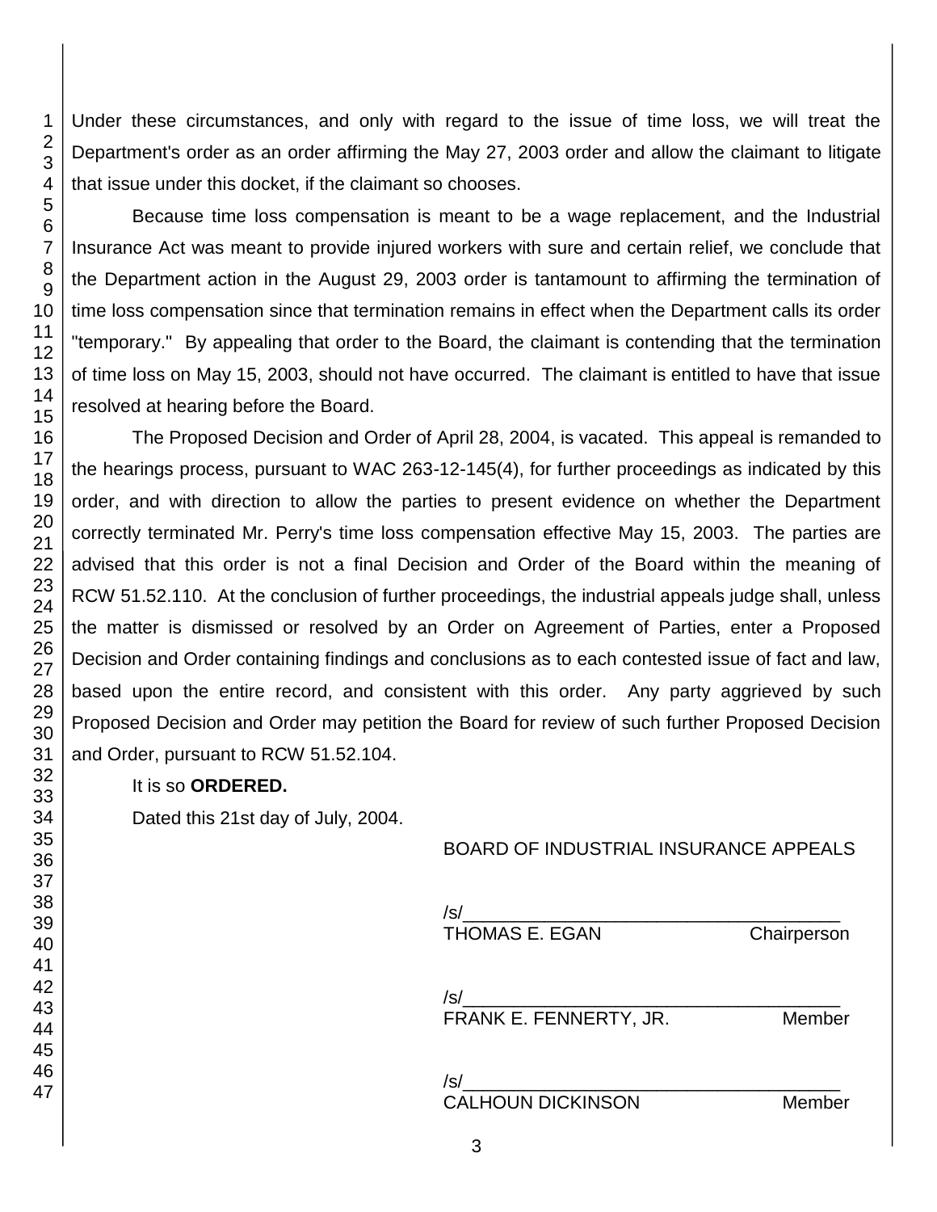Under these circumstances, and only with regard to the issue of time loss, we will treat the Department's order as an order affirming the May 27, 2003 order and allow the claimant to litigate that issue under this docket, if the claimant so chooses.

Because time loss compensation is meant to be a wage replacement, and the Industrial Insurance Act was meant to provide injured workers with sure and certain relief, we conclude that the Department action in the August 29, 2003 order is tantamount to affirming the termination of time loss compensation since that termination remains in effect when the Department calls its order "temporary." By appealing that order to the Board, the claimant is contending that the termination of time loss on May 15, 2003, should not have occurred. The claimant is entitled to have that issue resolved at hearing before the Board.

The Proposed Decision and Order of April 28, 2004, is vacated. This appeal is remanded to the hearings process, pursuant to WAC 263-12-145(4), for further proceedings as indicated by this order, and with direction to allow the parties to present evidence on whether the Department correctly terminated Mr. Perry's time loss compensation effective May 15, 2003. The parties are advised that this order is not a final Decision and Order of the Board within the meaning of RCW 51.52.110. At the conclusion of further proceedings, the industrial appeals judge shall, unless the matter is dismissed or resolved by an Order on Agreement of Parties, enter a Proposed Decision and Order containing findings and conclusions as to each contested issue of fact and law, based upon the entire record, and consistent with this order. Any party aggrieved by such Proposed Decision and Order may petition the Board for review of such further Proposed Decision and Order, pursuant to RCW 51.52.104.

It is so **ORDERED.**

Dated this 21st day of July, 2004.

BOARD OF INDUSTRIAL INSURANCE APPEALS

/s/
THOMAS E. EGAN — Chairperson

/s/
FRANK E. FENNERTY, JR. — Member

/s/
CALHOUN DICKINSON — Member